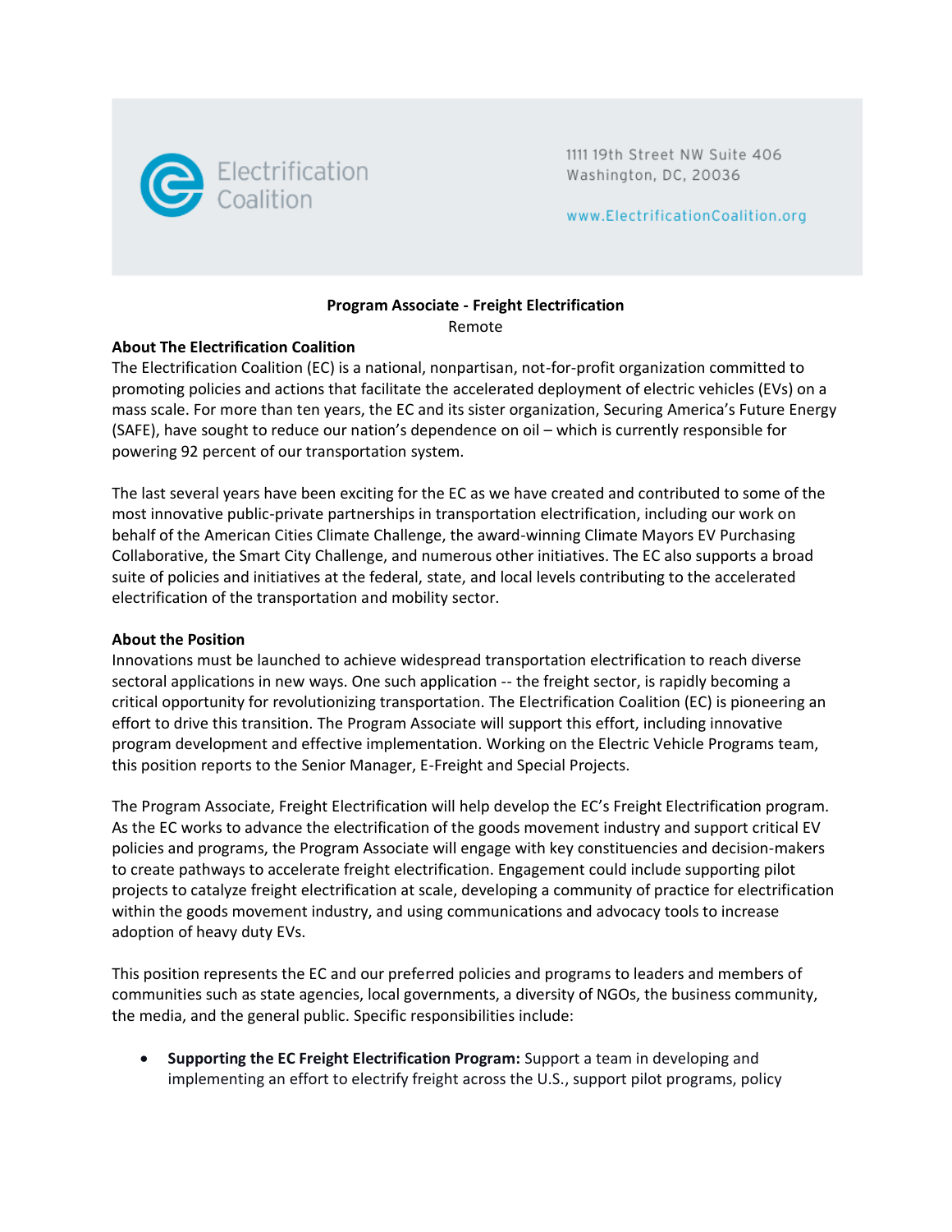Electrification Coalition

1111 19th Street NW Suite 406
Washington, DC, 20036

www.ElectrificationCoalition.org

**Program Associate - Freight Electrification**

Remote

**About The Electrification Coalition**

The Electrification Coalition (EC) is a national, nonpartisan, not-for-profit organization committed to promoting policies and actions that facilitate the accelerated deployment of electric vehicles (EVs) on a mass scale. For more than ten years, the EC and its sister organization, Securing America's Future Energy (SAFE), have sought to reduce our nation's dependence on oil – which is currently responsible for powering 92 percent of our transportation system.

The last several years have been exciting for the EC as we have created and contributed to some of the most innovative public-private partnerships in transportation electrification, including our work on behalf of the American Cities Climate Challenge, the award-winning Climate Mayors EV Purchasing Collaborative, the Smart City Challenge, and numerous other initiatives. The EC also supports a broad suite of policies and initiatives at the federal, state, and local levels contributing to the accelerated electrification of the transportation and mobility sector.

**About the Position**

Innovations must be launched to achieve widespread transportation electrification to reach diverse sectoral applications in new ways. One such application -- the freight sector, is rapidly becoming a critical opportunity for revolutionizing transportation. The Electrification Coalition (EC) is pioneering an effort to drive this transition. The Program Associate will support this effort, including innovative program development and effective implementation. Working on the Electric Vehicle Programs team, this position reports to the Senior Manager, E-Freight and Special Projects.

The Program Associate, Freight Electrification will help develop the EC's Freight Electrification program. As the EC works to advance the electrification of the goods movement industry and support critical EV policies and programs, the Program Associate will engage with key constituencies and decision-makers to create pathways to accelerate freight electrification. Engagement could include supporting pilot projects to catalyze freight electrification at scale, developing a community of practice for electrification within the goods movement industry, and using communications and advocacy tools to increase adoption of heavy duty EVs.

This position represents the EC and our preferred policies and programs to leaders and members of communities such as state agencies, local governments, a diversity of NGOs, the business community, the media, and the general public. Specific responsibilities include:

- **Supporting the EC Freight Electrification Program:** Support a team in developing and implementing an effort to electrify freight across the U.S., support pilot programs, policy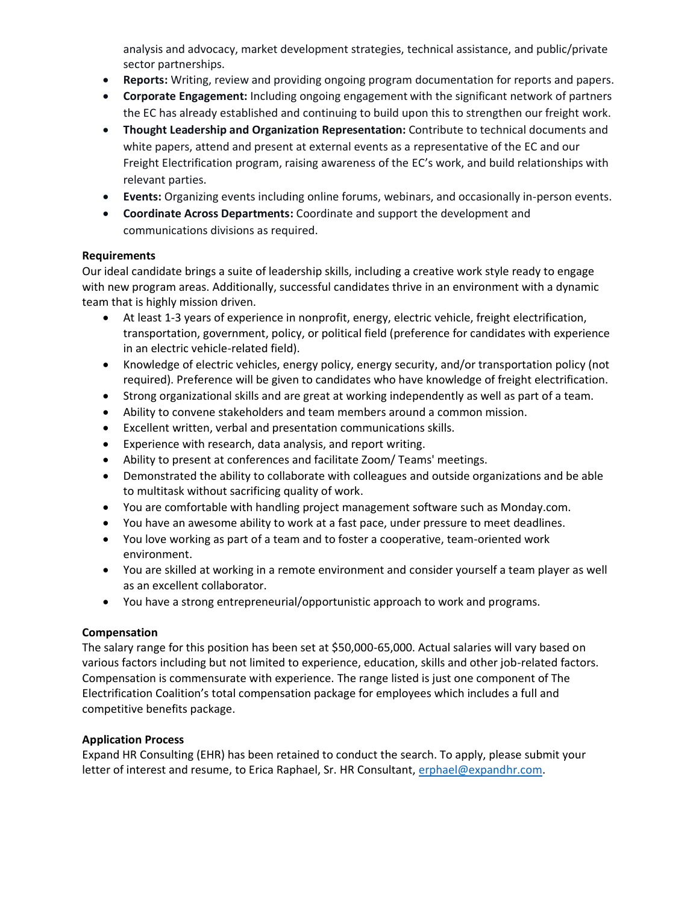analysis and advocacy, market development strategies, technical assistance, and public/private sector partnerships.

- **Reports:** Writing, review and providing ongoing program documentation for reports and papers.
- **Corporate Engagement:** Including ongoing engagement with the significant network of partners the EC has already established and continuing to build upon this to strengthen our freight work.
- **Thought Leadership and Organization Representation:** Contribute to technical documents and white papers, attend and present at external events as a representative of the EC and our Freight Electrification program, raising awareness of the EC's work, and build relationships with relevant parties.
- **Events:** Organizing events including online forums, webinars, and occasionally in-person events.
- **Coordinate Across Departments:** Coordinate and support the development and communications divisions as required.

**Requirements**

Our ideal candidate brings a suite of leadership skills, including a creative work style ready to engage with new program areas. Additionally, successful candidates thrive in an environment with a dynamic team that is highly mission driven.

- At least 1-3 years of experience in nonprofit, energy, electric vehicle, freight electrification, transportation, government, policy, or political field (preference for candidates with experience in an electric vehicle-related field).
- Knowledge of electric vehicles, energy policy, energy security, and/or transportation policy (not required). Preference will be given to candidates who have knowledge of freight electrification.
- Strong organizational skills and are great at working independently as well as part of a team.
- Ability to convene stakeholders and team members around a common mission.
- Excellent written, verbal and presentation communications skills.
- Experience with research, data analysis, and report writing.
- Ability to present at conferences and facilitate Zoom/ Teams' meetings.
- Demonstrated the ability to collaborate with colleagues and outside organizations and be able to multitask without sacrificing quality of work.
- You are comfortable with handling project management software such as Monday.com.
- You have an awesome ability to work at a fast pace, under pressure to meet deadlines.
- You love working as part of a team and to foster a cooperative, team-oriented work environment.
- You are skilled at working in a remote environment and consider yourself a team player as well as an excellent collaborator.
- You have a strong entrepreneurial/opportunistic approach to work and programs.

**Compensation**

The salary range for this position has been set at $50,000-65,000. Actual salaries will vary based on various factors including but not limited to experience, education, skills and other job-related factors. Compensation is commensurate with experience. The range listed is just one component of The Electrification Coalition's total compensation package for employees which includes a full and competitive benefits package.

**Application Process**

Expand HR Consulting (EHR) has been retained to conduct the search. To apply, please submit your letter of interest and resume, to Erica Raphael, Sr. HR Consultant, erphael@expandhr.com.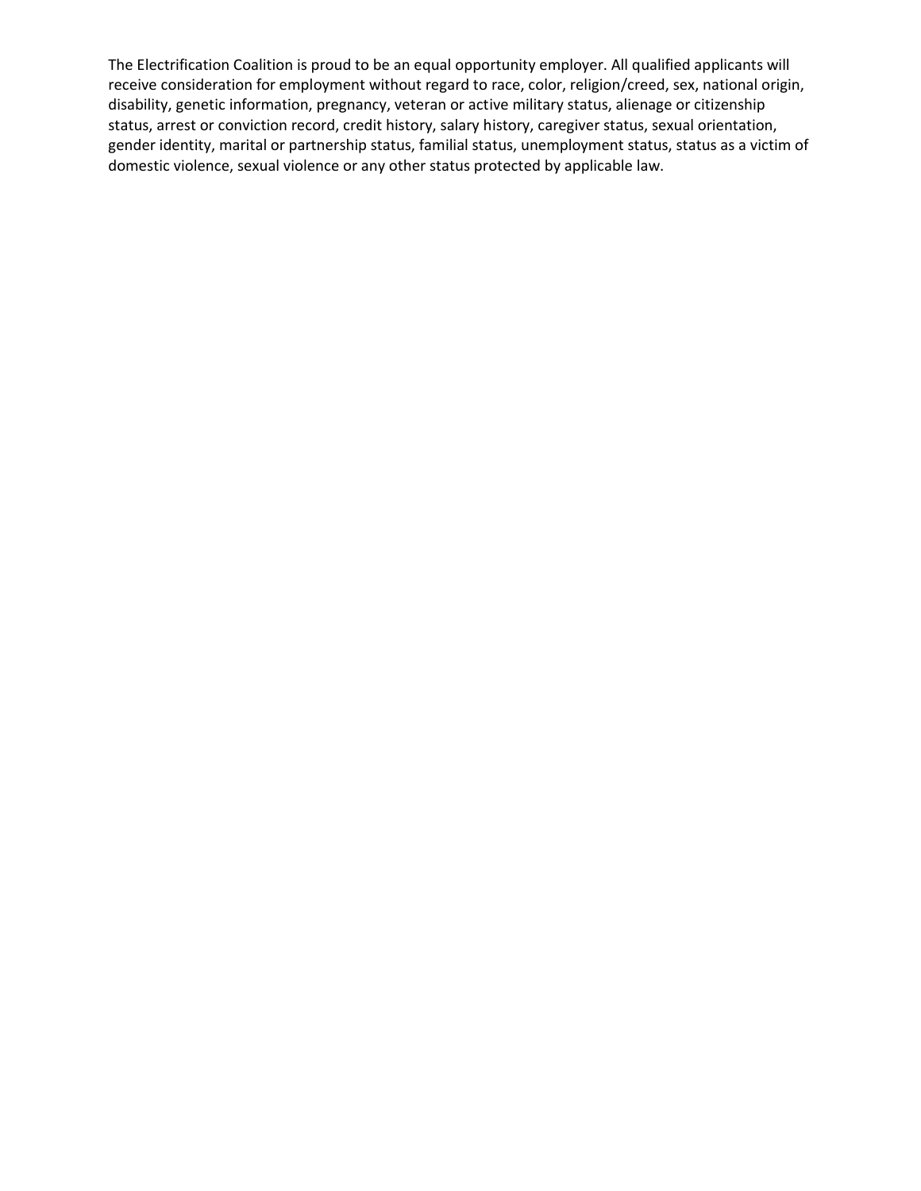The Electrification Coalition is proud to be an equal opportunity employer. All qualified applicants will receive consideration for employment without regard to race, color, religion/creed, sex, national origin, disability, genetic information, pregnancy, veteran or active military status, alienage or citizenship status, arrest or conviction record, credit history, salary history, caregiver status, sexual orientation, gender identity, marital or partnership status, familial status, unemployment status, status as a victim of domestic violence, sexual violence or any other status protected by applicable law.